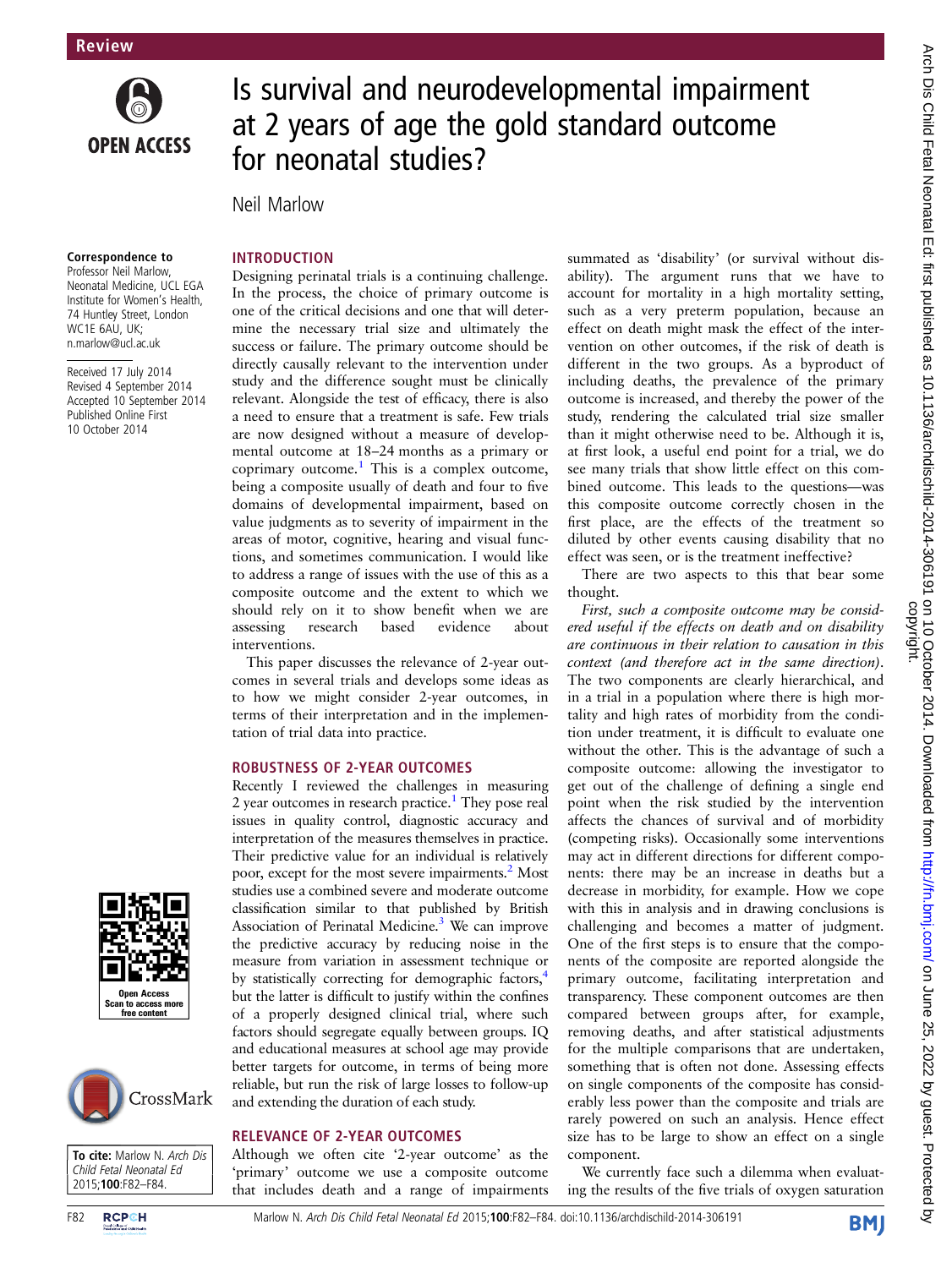Review

# Is survival and neurodevelopmental impairment at 2 years of age the gold standard outcome for neonatal studies?

Neil Marlow

**Correspondence to**
Professor Neil Marlow, Neonatal Medicine, UCL EGA Institute for Women's Health, 74 Huntley Street, London WC1E 6AU, UK; n.marlow@ucl.ac.uk

Received 17 July 2014
Revised 4 September 2014
Accepted 10 September 2014
Published Online First 10 October 2014

**To cite:** Marlow N. *Arch Dis Child Fetal Neonatal Ed* 2015;**100**:F82–F84.

## INTRODUCTION

Designing perinatal trials is a continuing challenge. In the process, the choice of primary outcome is one of the critical decisions and one that will determine the necessary trial size and ultimately the success or failure. The primary outcome should be directly causally relevant to the intervention under study and the difference sought must be clinically relevant. Alongside the test of efficacy, there is also a need to ensure that a treatment is safe. Few trials are now designed without a measure of developmental outcome at 18–24 months as a primary or coprimary outcome.[1] This is a complex outcome, being a composite usually of death and four to five domains of developmental impairment, based on value judgments as to severity of impairment in the areas of motor, cognitive, hearing and visual functions, and sometimes communication. I would like to address a range of issues with the use of this as a composite outcome and the extent to which we should rely on it to show benefit when we are assessing research based evidence about interventions.

This paper discusses the relevance of 2-year outcomes in several trials and develops some ideas as to how we might consider 2-year outcomes, in terms of their interpretation and in the implementation of trial data into practice.

## ROBUSTNESS OF 2-YEAR OUTCOMES

Recently I reviewed the challenges in measuring 2 year outcomes in research practice.[1] They pose real issues in quality control, diagnostic accuracy and interpretation of the measures themselves in practice. Their predictive value for an individual is relatively poor, except for the most severe impairments.[2] Most studies use a combined severe and moderate outcome classification similar to that published by British Association of Perinatal Medicine.[3] We can improve the predictive accuracy by reducing noise in the measure from variation in assessment technique or by statistically correcting for demographic factors,[4] but the latter is difficult to justify within the confines of a properly designed clinical trial, where such factors should segregate equally between groups. IQ and educational measures at school age may provide better targets for outcome, in terms of being more reliable, but run the risk of large losses to follow-up and extending the duration of each study.

## RELEVANCE OF 2-YEAR OUTCOMES

Although we often cite '2-year outcome' as the 'primary' outcome we use a composite outcome that includes death and a range of impairments summated as 'disability' (or survival without disability). The argument runs that we have to account for mortality in a high mortality setting, such as a very preterm population, because an effect on death might mask the effect of the intervention on other outcomes, if the risk of death is different in the two groups. As a byproduct of including deaths, the prevalence of the primary outcome is increased, and thereby the power of the study, rendering the calculated trial size smaller than it might otherwise need to be. Although it is, at first look, a useful end point for a trial, we do see many trials that show little effect on this combined outcome. This leads to the questions—was this composite outcome correctly chosen in the first place, are the effects of the treatment so diluted by other events causing disability that no effect was seen, or is the treatment ineffective?

There are two aspects to this that bear some thought.

*First, such a composite outcome may be considered useful if the effects on death and on disability are continuous in their relation to causation in this context (and therefore act in the same direction).* The two components are clearly hierarchical, and in a trial in a population where there is high mortality and high rates of morbidity from the condition under treatment, it is difficult to evaluate one without the other. This is the advantage of such a composite outcome: allowing the investigator to get out of the challenge of defining a single end point when the risk studied by the intervention affects the chances of survival and of morbidity (competing risks). Occasionally some interventions may act in different directions for different components: there may be an increase in deaths but a decrease in morbidity, for example. How we cope with this in analysis and in drawing conclusions is challenging and becomes a matter of judgment. One of the first steps is to ensure that the components of the composite are reported alongside the primary outcome, facilitating interpretation and transparency. These component outcomes are then compared between groups after, for example, removing deaths, and after statistical adjustments for the multiple comparisons that are undertaken, something that is often not done. Assessing effects on single components of the composite has considerably less power than the composite and trials are rarely powered on such an analysis. Hence effect size has to be large to show an effect on a single component.

We currently face such a dilemma when evaluating the results of the five trials of oxygen saturation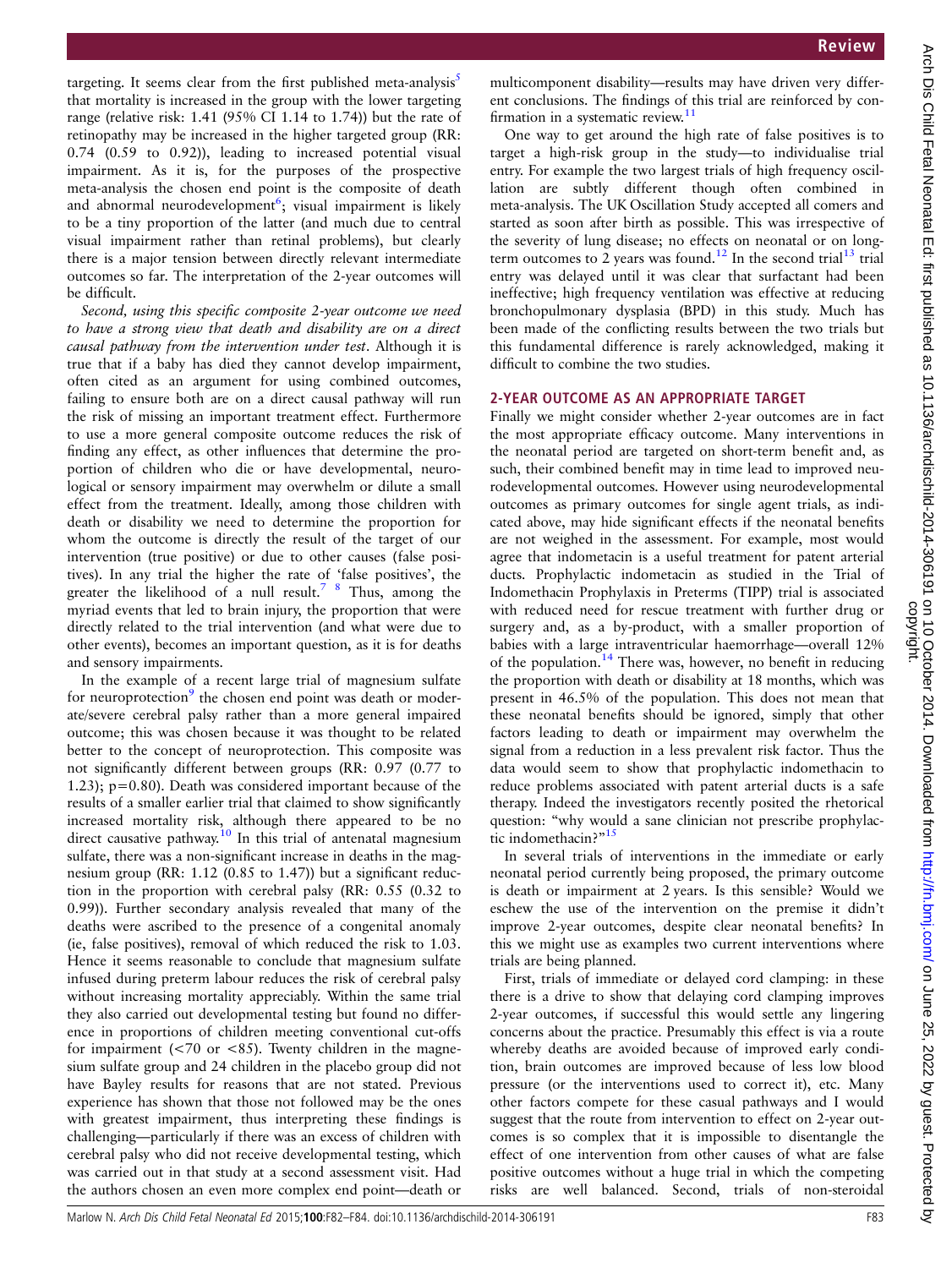targeting. It seems clear from the first published meta-analysis[5] that mortality is increased in the group with the lower targeting range (relative risk: 1.41 (95% CI 1.14 to 1.74)) but the rate of retinopathy may be increased in the higher targeted group (RR: 0.74 (0.59 to 0.92)), leading to increased potential visual impairment. As it is, for the purposes of the prospective meta-analysis the chosen end point is the composite of death and abnormal neurodevelopment[6]; visual impairment is likely to be a tiny proportion of the latter (and much due to central visual impairment rather than retinal problems), but clearly there is a major tension between directly relevant intermediate outcomes so far. The interpretation of the 2-year outcomes will be difficult.

*Second, using this specific composite 2-year outcome we need to have a strong view that death and disability are on a direct causal pathway from the intervention under test*. Although it is true that if a baby has died they cannot develop impairment, often cited as an argument for using combined outcomes, failing to ensure both are on a direct causal pathway will run the risk of missing an important treatment effect. Furthermore to use a more general composite outcome reduces the risk of finding any effect, as other influences that determine the proportion of children who die or have developmental, neurological or sensory impairment may overwhelm or dilute a small effect from the treatment. Ideally, among those children with death or disability we need to determine the proportion for whom the outcome is directly the result of the target of our intervention (true positive) or due to other causes (false positives). In any trial the higher the rate of 'false positives', the greater the likelihood of a null result.[7 8] Thus, among the myriad events that led to brain injury, the proportion that were directly related to the trial intervention (and what were due to other events), becomes an important question, as it is for deaths and sensory impairments.

In the example of a recent large trial of magnesium sulfate for neuroprotection[9] the chosen end point was death or moderate/severe cerebral palsy rather than a more general impaired outcome; this was chosen because it was thought to be related better to the concept of neuroprotection. This composite was not significantly different between groups (RR: 0.97 (0.77 to 1.23); p=0.80). Death was considered important because of the results of a smaller earlier trial that claimed to show significantly increased mortality risk, although there appeared to be no direct causative pathway.[10] In this trial of antenatal magnesium sulfate, there was a non-significant increase in deaths in the magnesium group (RR: 1.12 (0.85 to 1.47)) but a significant reduction in the proportion with cerebral palsy (RR: 0.55 (0.32 to 0.99)). Further secondary analysis revealed that many of the deaths were ascribed to the presence of a congenital anomaly (ie, false positives), removal of which reduced the risk to 1.03. Hence it seems reasonable to conclude that magnesium sulfate infused during preterm labour reduces the risk of cerebral palsy without increasing mortality appreciably. Within the same trial they also carried out developmental testing but found no difference in proportions of children meeting conventional cut-offs for impairment (<70 or <85). Twenty children in the magnesium sulfate group and 24 children in the placebo group did not have Bayley results for reasons that are not stated. Previous experience has shown that those not followed may be the ones with greatest impairment, thus interpreting these findings is challenging—particularly if there was an excess of children with cerebral palsy who did not receive developmental testing, which was carried out in that study at a second assessment visit. Had the authors chosen an even more complex end point—death or multicomponent disability—results may have driven very different conclusions. The findings of this trial are reinforced by confirmation in a systematic review.[11]

One way to get around the high rate of false positives is to target a high-risk group in the study—to individualise trial entry. For example the two largest trials of high frequency oscillation are subtly different though often combined in meta-analysis. The UK Oscillation Study accepted all comers and started as soon after birth as possible. This was irrespective of the severity of lung disease; no effects on neonatal or on long-term outcomes to 2 years was found.[12] In the second trial[13] trial entry was delayed until it was clear that surfactant had been ineffective; high frequency ventilation was effective at reducing bronchopulmonary dysplasia (BPD) in this study. Much has been made of the conflicting results between the two trials but this fundamental difference is rarely acknowledged, making it difficult to combine the two studies.

## 2-YEAR OUTCOME AS AN APPROPRIATE TARGET

Finally we might consider whether 2-year outcomes are in fact the most appropriate efficacy outcome. Many interventions in the neonatal period are targeted on short-term benefit and, as such, their combined benefit may in time lead to improved neurodevelopmental outcomes. However using neurodevelopmental outcomes as primary outcomes for single agent trials, as indicated above, may hide significant effects if the neonatal benefits are not weighed in the assessment. For example, most would agree that indometacin is a useful treatment for patent arterial ducts. Prophylactic indometacin as studied in the Trial of Indomethacin Prophylaxis in Preterms (TIPP) trial is associated with reduced need for rescue treatment with further drug or surgery and, as a by-product, with a smaller proportion of babies with a large intraventricular haemorrhage—overall 12% of the population.[14] There was, however, no benefit in reducing the proportion with death or disability at 18 months, which was present in 46.5% of the population. This does not mean that these neonatal benefits should be ignored, simply that other factors leading to death or impairment may overwhelm the signal from a reduction in a less prevalent risk factor. Thus the data would seem to show that prophylactic indomethacin to reduce problems associated with patent arterial ducts is a safe therapy. Indeed the investigators recently posited the rhetorical question: "why would a sane clinician not prescribe prophylactic indomethacin?"[15]

In several trials of interventions in the immediate or early neonatal period currently being proposed, the primary outcome is death or impairment at 2 years. Is this sensible? Would we eschew the use of the intervention on the premise it didn't improve 2-year outcomes, despite clear neonatal benefits? In this we might use as examples two current interventions where trials are being planned.

First, trials of immediate or delayed cord clamping: in these there is a drive to show that delaying cord clamping improves 2-year outcomes, if successful this would settle any lingering concerns about the practice. Presumably this effect is via a route whereby deaths are avoided because of improved early condition, brain outcomes are improved because of less low blood pressure (or the interventions used to correct it), etc. Many other factors compete for these casual pathways and I would suggest that the route from intervention to effect on 2-year outcomes is so complex that it is impossible to disentangle the effect of one intervention from other causes of what are false positive outcomes without a huge trial in which the competing risks are well balanced. Second, trials of non-steroidal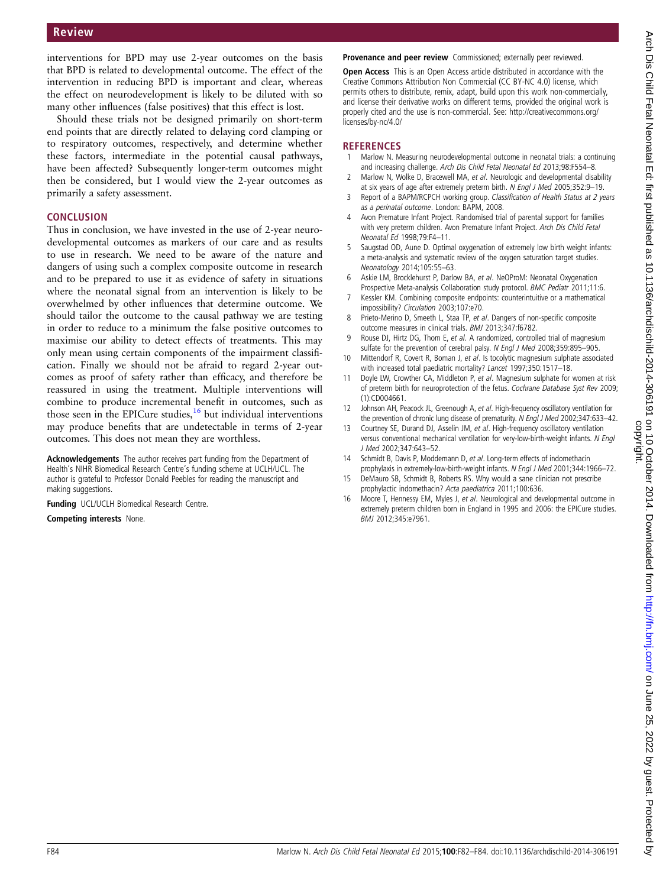interventions for BPD may use 2-year outcomes on the basis that BPD is related to developmental outcome. The effect of the intervention in reducing BPD is important and clear, whereas the effect on neurodevelopment is likely to be diluted with so many other influences (false positives) that this effect is lost.

Should these trials not be designed primarily on short-term end points that are directly related to delaying cord clamping or to respiratory outcomes, respectively, and determine whether these factors, intermediate in the potential causal pathways, have been affected? Subsequently longer-term outcomes might then be considered, but I would view the 2-year outcomes as primarily a safety assessment.

## CONCLUSION

Thus in conclusion, we have invested in the use of 2-year neurodevelopmental outcomes as markers of our care and as results to use in research. We need to be aware of the nature and dangers of using such a complex composite outcome in research and to be prepared to use it as evidence of safety in situations where the neonatal signal from an intervention is likely to be overwhelmed by other influences that determine outcome. We should tailor the outcome to the causal pathway we are testing in order to reduce to a minimum the false positive outcomes to maximise our ability to detect effects of treatments. This may only mean using certain components of the impairment classification. Finally we should not be afraid to regard 2-year outcomes as proof of safety rather than efficacy, and therefore be reassured in using the treatment. Multiple interventions will combine to produce incremental benefit in outcomes, such as those seen in the EPICure studies,[16] but individual interventions may produce benefits that are undetectable in terms of 2-year outcomes. This does not mean they are worthless.

**Acknowledgements** The author receives part funding from the Department of Health's NIHR Biomedical Research Centre's funding scheme at UCLH/UCL. The author is grateful to Professor Donald Peebles for reading the manuscript and making suggestions.

**Funding** UCL/UCLH Biomedical Research Centre.

**Competing interests** None.

**Provenance and peer review** Commissioned; externally peer reviewed.

**Open Access** This is an Open Access article distributed in accordance with the Creative Commons Attribution Non Commercial (CC BY-NC 4.0) license, which permits others to distribute, remix, adapt, build upon this work non-commercially, and license their derivative works on different terms, provided the original work is properly cited and the use is non-commercial. See: http://creativecommons.org/licenses/by-nc/4.0/

## REFERENCES

1. Marlow N. Measuring neurodevelopmental outcome in neonatal trials: a continuing and increasing challenge. *Arch Dis Child Fetal Neonatal Ed* 2013;98:F554–8.
2. Marlow N, Wolke D, Bracewell MA, *et al*. Neurologic and developmental disability at six years of age after extremely preterm birth. *N Engl J Med* 2005;352:9–19.
3. Report of a BAPM/RCPCH working group. *Classification of Health Status at 2 years as a perinatal outcome*. London: BAPM, 2008.
4. Avon Premature Infant Project. Randomised trial of parental support for families with very preterm children. Avon Premature Infant Project. *Arch Dis Child Fetal Neonatal Ed* 1998;79:F4–11.
5. Saugstad OD, Aune D. Optimal oxygenation of extremely low birth weight infants: a meta-analysis and systematic review of the oxygen saturation target studies. *Neonatology* 2014;105:55–63.
6. Askie LM, Brocklehurst P, Darlow BA, *et al*. NeOProM: Neonatal Oxygenation Prospective Meta-analysis Collaboration study protocol. *BMC Pediatr* 2011;11:6.
7. Kessler KM. Combining composite endpoints: counterintuitive or a mathematical impossibility? *Circulation* 2003;107:e70.
8. Prieto-Merino D, Smeeth L, Staa TP, *et al*. Dangers of non-specific composite outcome measures in clinical trials. *BMJ* 2013;347:f6782.
9. Rouse DJ, Hirtz DG, Thom E, *et al*. A randomized, controlled trial of magnesium sulfate for the prevention of cerebral palsy. *N Engl J Med* 2008;359:895–905.
10. Mittendorf R, Covert R, Boman J, *et al*. Is tocolytic magnesium sulphate associated with increased total paediatric mortality? *Lancet* 1997;350:1517–18.
11. Doyle LW, Crowther CA, Middleton P, *et al*. Magnesium sulphate for women at risk of preterm birth for neuroprotection of the fetus. *Cochrane Database Syst Rev* 2009;(1):CD004661.
12. Johnson AH, Peacock JL, Greenough A, *et al*. High-frequency oscillatory ventilation for the prevention of chronic lung disease of prematurity. *N Engl J Med* 2002;347:633–42.
13. Courtney SE, Durand DJ, Asselin JM, *et al*. High-frequency oscillatory ventilation versus conventional mechanical ventilation for very-low-birth-weight infants. *N Engl J Med* 2002;347:643–52.
14. Schmidt B, Davis P, Moddemann D, *et al*. Long-term effects of indomethacin prophylaxis in extremely-low-birth-weight infants. *N Engl J Med* 2001;344:1966–72.
15. DeMauro SB, Schmidt B, Roberts RS. Why would a sane clinician not prescribe prophylactic indomethacin? *Acta paediatrica* 2011;100:636.
16. Moore T, Hennessy EM, Myles J, *et al*. Neurological and developmental outcome in extremely preterm children born in England in 1995 and 2006: the EPICure studies. *BMJ* 2012;345:e7961.